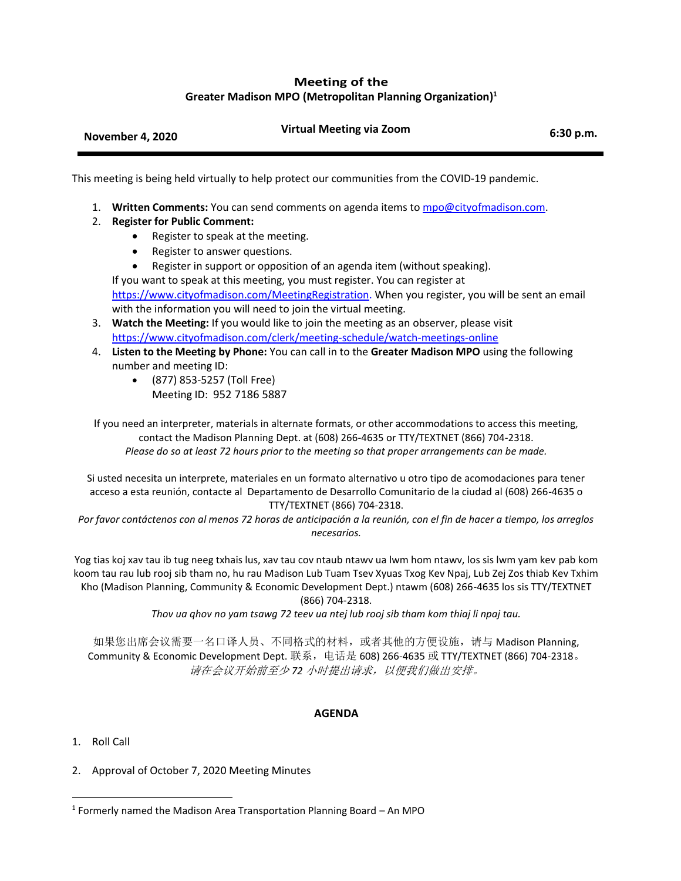# Meeting of the
## Greater Madison MPO (Metropolitan Planning Organization)[1]

**November 4, 2020** | **Virtual Meeting via Zoom** | **6:30 p.m.**

---

This meeting is being held virtually to help protect our communities from the COVID-19 pandemic.

1. **Written Comments:** You can send comments on agenda items to mpo@cityofmadison.com.
2. **Register for Public Comment:**
   - Register to speak at the meeting.
   - Register to answer questions.
   - Register in support or opposition of an agenda item (without speaking).

   If you want to speak at this meeting, you must register. You can register at https://www.cityofmadison.com/MeetingRegistration. When you register, you will be sent an email with the information you will need to join the virtual meeting.
3. **Watch the Meeting:** If you would like to join the meeting as an observer, please visit https://www.cityofmadison.com/clerk/meeting-schedule/watch-meetings-online
4. **Listen to the Meeting by Phone:** You can call in to the **Greater Madison MPO** using the following number and meeting ID:
   - (877) 853-5257 (Toll Free)
     Meeting ID: 952 7186 5887

If you need an interpreter, materials in alternate formats, or other accommodations to access this meeting, contact the Madison Planning Dept. at (608) 266-4635 or TTY/TEXTNET (866) 704-2318.
*Please do so at least 72 hours prior to the meeting so that proper arrangements can be made.*

Si usted necesita un interprete, materiales en un formato alternativo u otro tipo de acomodaciones para tener acceso a esta reunión, contacte al Departamento de Desarrollo Comunitario de la ciudad al (608) 266-4635 o TTY/TEXTNET (866) 704-2318.
*Por favor contáctenos con al menos 72 horas de anticipación a la reunión, con el fin de hacer a tiempo, los arreglos necesarios.*

Yog tias koj xav tau ib tug neeg txhais lus, xav tau cov ntaub ntawv ua lwm hom ntawv, los sis lwm yam kev pab kom koom tau rau lub rooj sib tham no, hu rau Madison Lub Tuam Tsev Xyuas Txog Kev Npaj, Lub Zej Zos thiab Kev Txhim Kho (Madison Planning, Community & Economic Development Dept.) ntawm (608) 266-4635 los sis TTY/TEXTNET (866) 704-2318.
*Thov ua qhov no yam tsawg 72 teev ua ntej lub rooj sib tham kom thiaj li npaj tau.*

如果您出席会议需要一名口译人员、不同格式的材料，或者其他的方便设施，请与 Madison Planning, Community & Economic Development Dept. 联系，电话是 608) 266-4635 或 TTY/TEXTNET (866) 704-2318。
*请在会议开始前至少 72 小时提出请求，以便我们做出安排。*

## AGENDA

1. Roll Call

2. Approval of October 7, 2020 Meeting Minutes

---

[1] Formerly named the Madison Area Transportation Planning Board – An MPO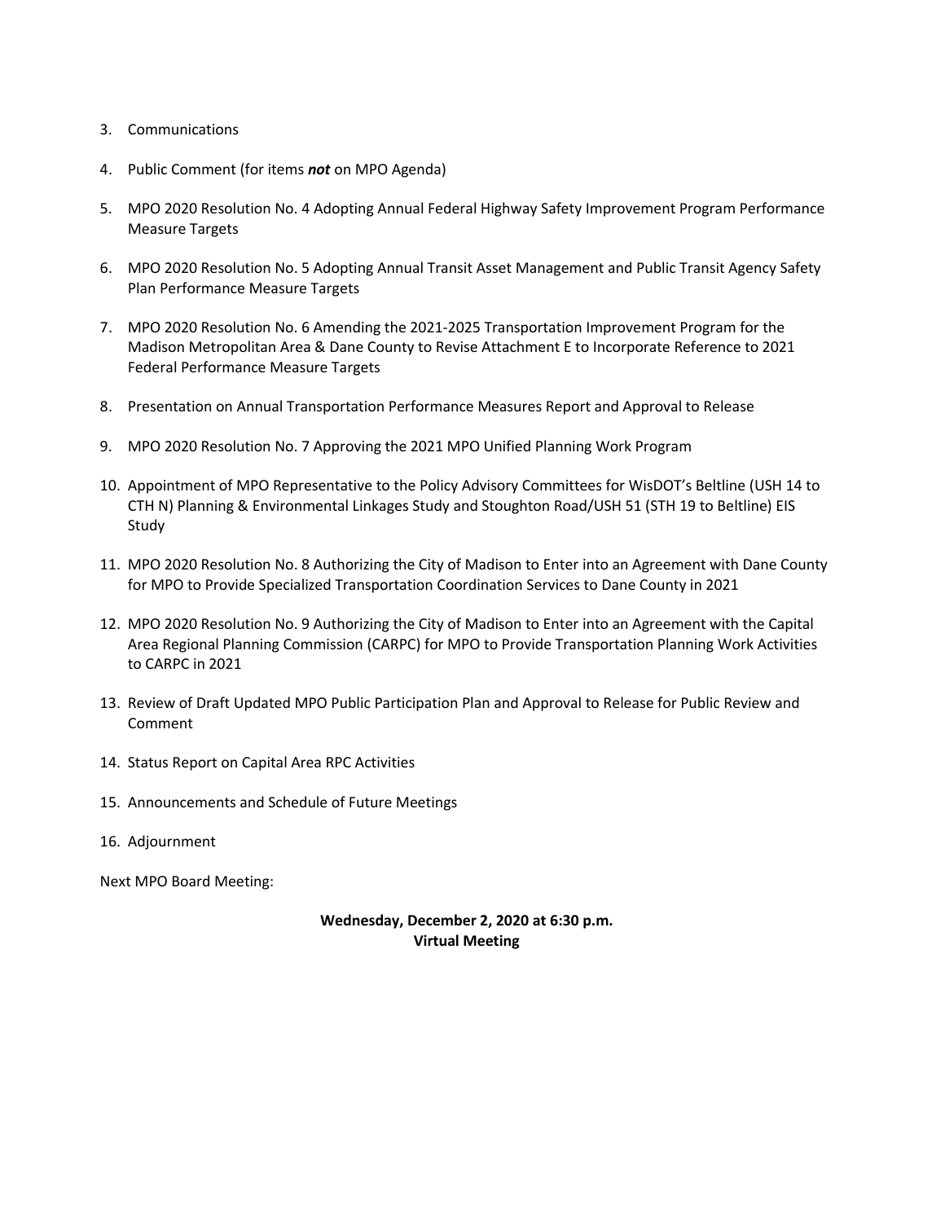3. Communications
4. Public Comment (for items ***not*** on MPO Agenda)
5. MPO 2020 Resolution No. 4 Adopting Annual Federal Highway Safety Improvement Program Performance Measure Targets
6. MPO 2020 Resolution No. 5 Adopting Annual Transit Asset Management and Public Transit Agency Safety Plan Performance Measure Targets
7. MPO 2020 Resolution No. 6 Amending the 2021-2025 Transportation Improvement Program for the Madison Metropolitan Area & Dane County to Revise Attachment E to Incorporate Reference to 2021 Federal Performance Measure Targets
8. Presentation on Annual Transportation Performance Measures Report and Approval to Release
9. MPO 2020 Resolution No. 7 Approving the 2021 MPO Unified Planning Work Program
10. Appointment of MPO Representative to the Policy Advisory Committees for WisDOT's Beltline (USH 14 to CTH N) Planning & Environmental Linkages Study and Stoughton Road/USH 51 (STH 19 to Beltline) EIS Study
11. MPO 2020 Resolution No. 8 Authorizing the City of Madison to Enter into an Agreement with Dane County for MPO to Provide Specialized Transportation Coordination Services to Dane County in 2021
12. MPO 2020 Resolution No. 9 Authorizing the City of Madison to Enter into an Agreement with the Capital Area Regional Planning Commission (CARPC) for MPO to Provide Transportation Planning Work Activities to CARPC in 2021
13. Review of Draft Updated MPO Public Participation Plan and Approval to Release for Public Review and Comment
14. Status Report on Capital Area RPC Activities
15. Announcements and Schedule of Future Meetings
16. Adjournment

Next MPO Board Meeting:

**Wednesday, December 2, 2020 at 6:30 p.m.**
**Virtual Meeting**